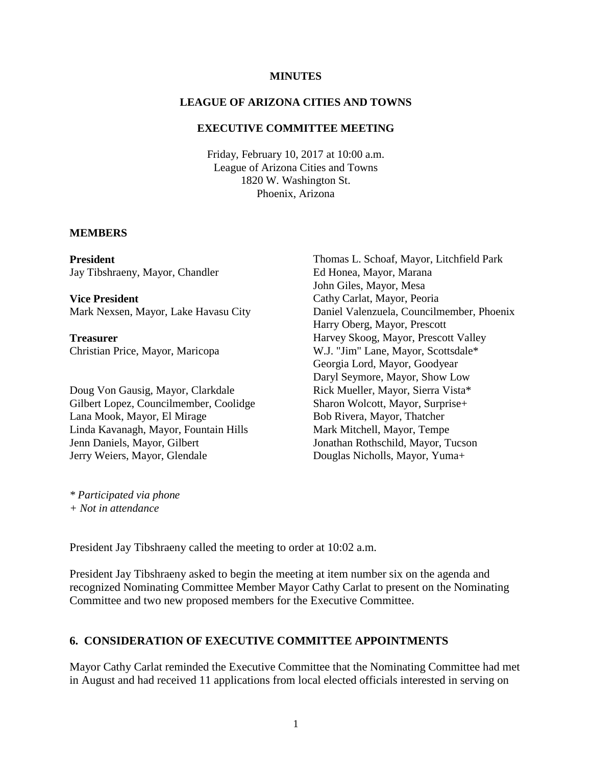**MINUTES**

**LEAGUE OF ARIZONA CITIES AND TOWNS**

**EXECUTIVE COMMITTEE MEETING**

Friday, February 10, 2017 at 10:00 a.m.
League of Arizona Cities and Towns
1820 W. Washington St.
Phoenix, Arizona

**MEMBERS**

**President**
Jay Tibshraeny, Mayor, Chandler

**Vice President**
Mark Nexsen, Mayor, Lake Havasu City

**Treasurer**
Christian Price, Mayor, Maricopa

Doug Von Gausig, Mayor, Clarkdale
Gilbert Lopez, Councilmember, Coolidge
Lana Mook, Mayor, El Mirage
Linda Kavanagh, Mayor, Fountain Hills
Jenn Daniels, Mayor, Gilbert
Jerry Weiers, Mayor, Glendale
Thomas L. Schoaf, Mayor, Litchfield Park
Ed Honea, Mayor, Marana
John Giles, Mayor, Mesa
Cathy Carlat, Mayor, Peoria
Daniel Valenzuela, Councilmember, Phoenix
Harry Oberg, Mayor, Prescott
Harvey Skoog, Mayor, Prescott Valley
W.J. "Jim" Lane, Mayor, Scottsdale*
Georgia Lord, Mayor, Goodyear
Daryl Seymore, Mayor, Show Low
Rick Mueller, Mayor, Sierra Vista*
Sharon Wolcott, Mayor, Surprise+
Bob Rivera, Mayor, Thatcher
Mark Mitchell, Mayor, Tempe
Jonathan Rothschild, Mayor, Tucson
Douglas Nicholls, Mayor, Yuma+

*\* Participated via phone*
*+ Not in attendance*

President Jay Tibshraeny called the meeting to order at 10:02 a.m.

President Jay Tibshraeny asked to begin the meeting at item number six on the agenda and recognized Nominating Committee Member Mayor Cathy Carlat to present on the Nominating Committee and two new proposed members for the Executive Committee.

## 6. CONSIDERATION OF EXECUTIVE COMMITTEE APPOINTMENTS

Mayor Cathy Carlat reminded the Executive Committee that the Nominating Committee had met in August and had received 11 applications from local elected officials interested in serving on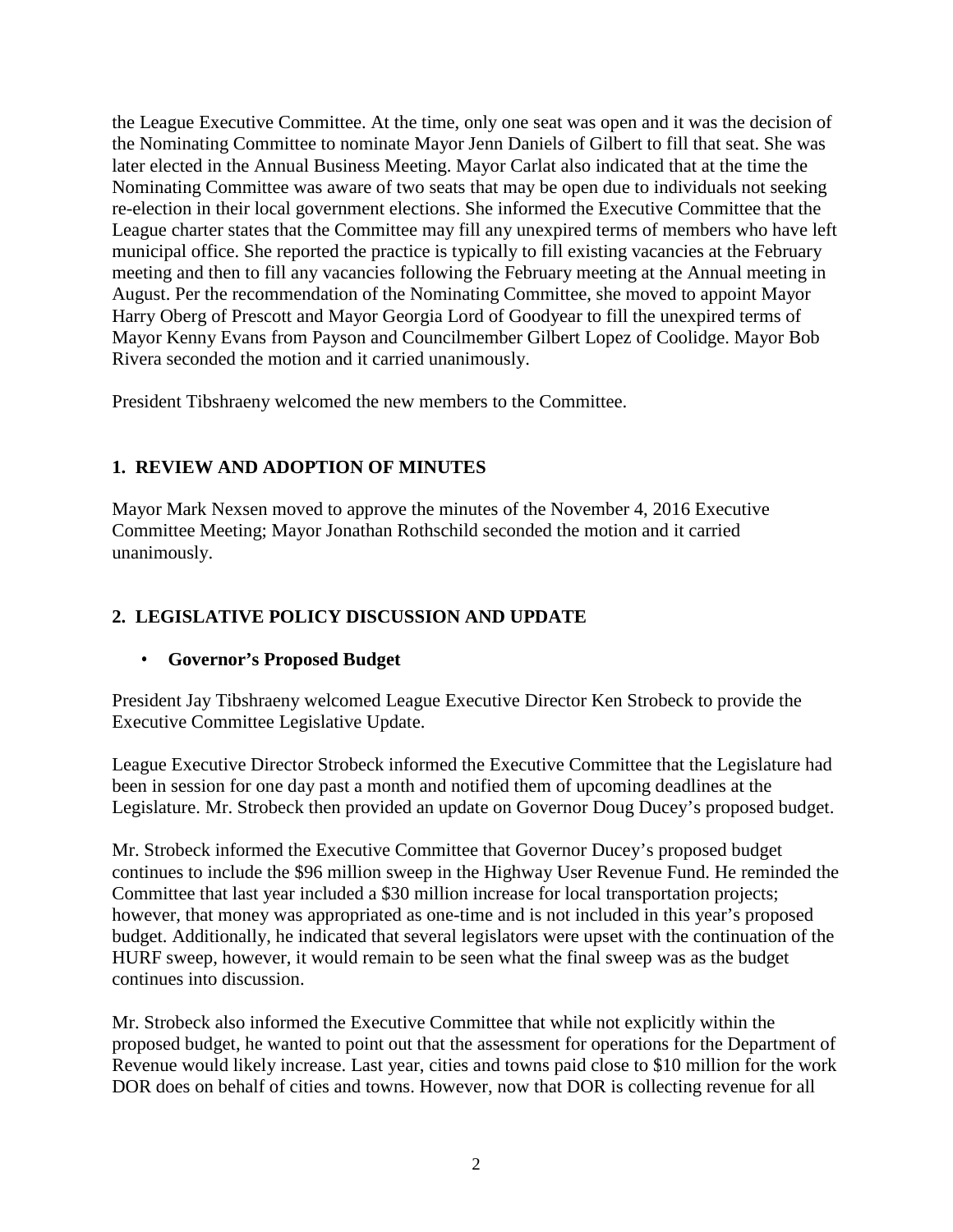the League Executive Committee. At the time, only one seat was open and it was the decision of the Nominating Committee to nominate Mayor Jenn Daniels of Gilbert to fill that seat. She was later elected in the Annual Business Meeting. Mayor Carlat also indicated that at the time the Nominating Committee was aware of two seats that may be open due to individuals not seeking re-election in their local government elections. She informed the Executive Committee that the League charter states that the Committee may fill any unexpired terms of members who have left municipal office. She reported the practice is typically to fill existing vacancies at the February meeting and then to fill any vacancies following the February meeting at the Annual meeting in August. Per the recommendation of the Nominating Committee, she moved to appoint Mayor Harry Oberg of Prescott and Mayor Georgia Lord of Goodyear to fill the unexpired terms of Mayor Kenny Evans from Payson and Councilmember Gilbert Lopez of Coolidge. Mayor Bob Rivera seconded the motion and it carried unanimously.

President Tibshraeny welcomed the new members to the Committee.

## 1. REVIEW AND ADOPTION OF MINUTES

Mayor Mark Nexsen moved to approve the minutes of the November 4, 2016 Executive Committee Meeting; Mayor Jonathan Rothschild seconded the motion and it carried unanimously.

## 2. LEGISLATIVE POLICY DISCUSSION AND UPDATE

- **Governor's Proposed Budget**

President Jay Tibshraeny welcomed League Executive Director Ken Strobeck to provide the Executive Committee Legislative Update.

League Executive Director Strobeck informed the Executive Committee that the Legislature had been in session for one day past a month and notified them of upcoming deadlines at the Legislature. Mr. Strobeck then provided an update on Governor Doug Ducey's proposed budget.

Mr. Strobeck informed the Executive Committee that Governor Ducey's proposed budget continues to include the $96 million sweep in the Highway User Revenue Fund. He reminded the Committee that last year included a $30 million increase for local transportation projects; however, that money was appropriated as one-time and is not included in this year's proposed budget. Additionally, he indicated that several legislators were upset with the continuation of the HURF sweep, however, it would remain to be seen what the final sweep was as the budget continues into discussion.

Mr. Strobeck also informed the Executive Committee that while not explicitly within the proposed budget, he wanted to point out that the assessment for operations for the Department of Revenue would likely increase. Last year, cities and towns paid close to $10 million for the work DOR does on behalf of cities and towns. However, now that DOR is collecting revenue for all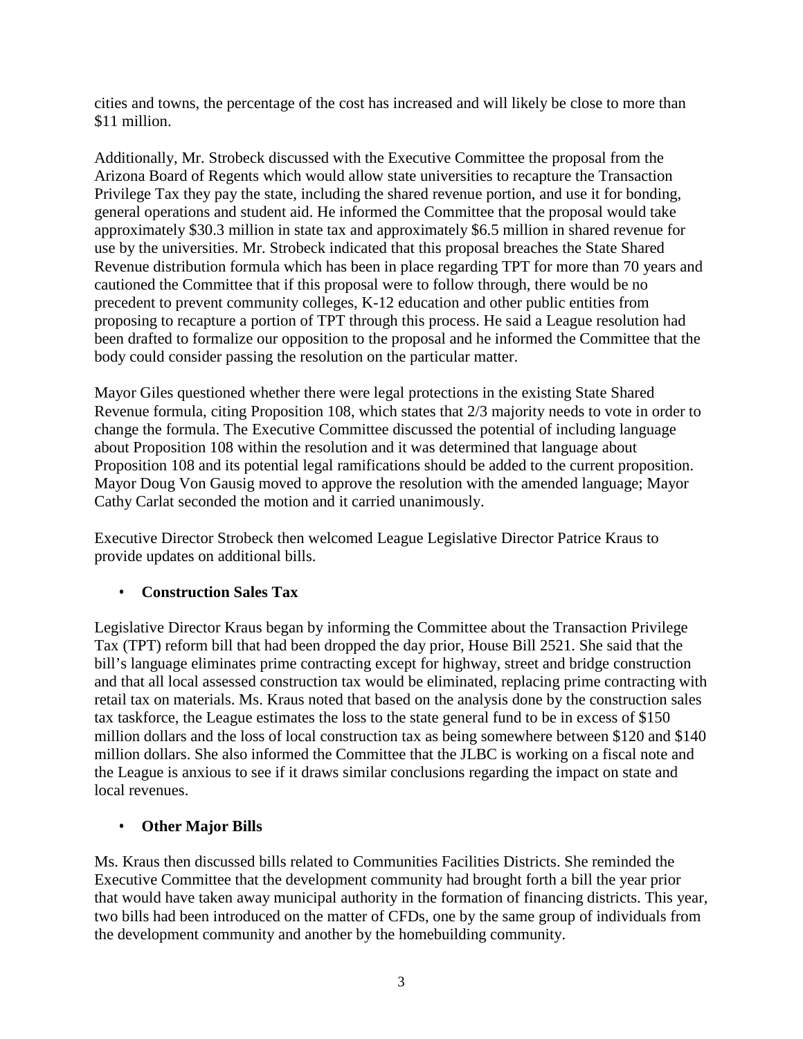cities and towns, the percentage of the cost has increased and will likely be close to more than $11 million.

Additionally, Mr. Strobeck discussed with the Executive Committee the proposal from the Arizona Board of Regents which would allow state universities to recapture the Transaction Privilege Tax they pay the state, including the shared revenue portion, and use it for bonding, general operations and student aid. He informed the Committee that the proposal would take approximately $30.3 million in state tax and approximately $6.5 million in shared revenue for use by the universities. Mr. Strobeck indicated that this proposal breaches the State Shared Revenue distribution formula which has been in place regarding TPT for more than 70 years and cautioned the Committee that if this proposal were to follow through, there would be no precedent to prevent community colleges, K-12 education and other public entities from proposing to recapture a portion of TPT through this process. He said a League resolution had been drafted to formalize our opposition to the proposal and he informed the Committee that the body could consider passing the resolution on the particular matter.

Mayor Giles questioned whether there were legal protections in the existing State Shared Revenue formula, citing Proposition 108, which states that 2/3 majority needs to vote in order to change the formula. The Executive Committee discussed the potential of including language about Proposition 108 within the resolution and it was determined that language about Proposition 108 and its potential legal ramifications should be added to the current proposition. Mayor Doug Von Gausig moved to approve the resolution with the amended language; Mayor Cathy Carlat seconded the motion and it carried unanimously.

Executive Director Strobeck then welcomed League Legislative Director Patrice Kraus to provide updates on additional bills.

- **Construction Sales Tax**

Legislative Director Kraus began by informing the Committee about the Transaction Privilege Tax (TPT) reform bill that had been dropped the day prior, House Bill 2521. She said that the bill's language eliminates prime contracting except for highway, street and bridge construction and that all local assessed construction tax would be eliminated, replacing prime contracting with retail tax on materials. Ms. Kraus noted that based on the analysis done by the construction sales tax taskforce, the League estimates the loss to the state general fund to be in excess of $150 million dollars and the loss of local construction tax as being somewhere between $120 and $140 million dollars. She also informed the Committee that the JLBC is working on a fiscal note and the League is anxious to see if it draws similar conclusions regarding the impact on state and local revenues.

- **Other Major Bills**

Ms. Kraus then discussed bills related to Communities Facilities Districts. She reminded the Executive Committee that the development community had brought forth a bill the year prior that would have taken away municipal authority in the formation of financing districts. This year, two bills had been introduced on the matter of CFDs, one by the same group of individuals from the development community and another by the homebuilding community.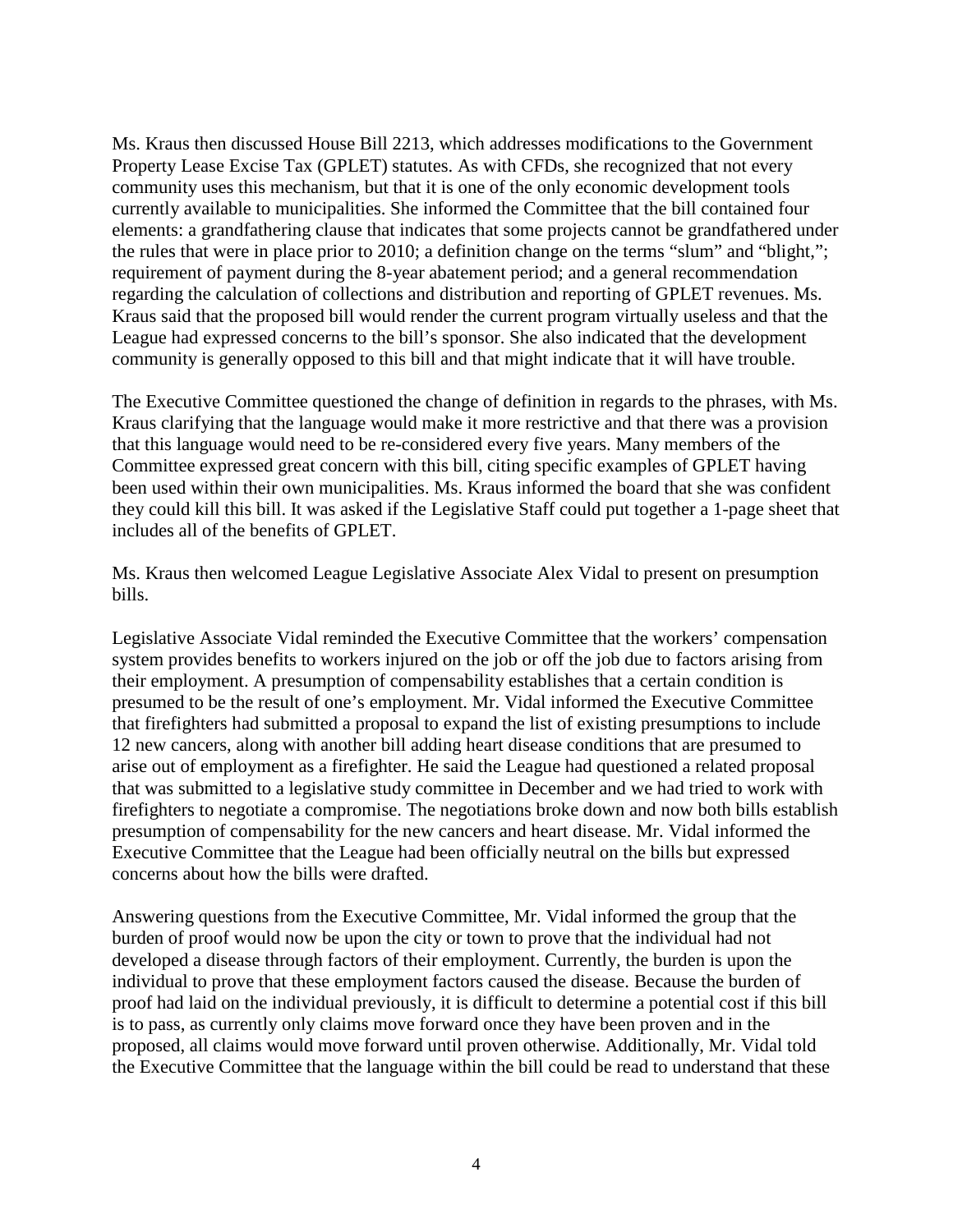Ms. Kraus then discussed House Bill 2213, which addresses modifications to the Government Property Lease Excise Tax (GPLET) statutes. As with CFDs, she recognized that not every community uses this mechanism, but that it is one of the only economic development tools currently available to municipalities. She informed the Committee that the bill contained four elements: a grandfathering clause that indicates that some projects cannot be grandfathered under the rules that were in place prior to 2010; a definition change on the terms "slum" and "blight,"; requirement of payment during the 8-year abatement period; and a general recommendation regarding the calculation of collections and distribution and reporting of GPLET revenues. Ms. Kraus said that the proposed bill would render the current program virtually useless and that the League had expressed concerns to the bill's sponsor. She also indicated that the development community is generally opposed to this bill and that might indicate that it will have trouble.

The Executive Committee questioned the change of definition in regards to the phrases, with Ms. Kraus clarifying that the language would make it more restrictive and that there was a provision that this language would need to be re-considered every five years. Many members of the Committee expressed great concern with this bill, citing specific examples of GPLET having been used within their own municipalities. Ms. Kraus informed the board that she was confident they could kill this bill. It was asked if the Legislative Staff could put together a 1-page sheet that includes all of the benefits of GPLET.

Ms. Kraus then welcomed League Legislative Associate Alex Vidal to present on presumption bills.

Legislative Associate Vidal reminded the Executive Committee that the workers' compensation system provides benefits to workers injured on the job or off the job due to factors arising from their employment. A presumption of compensability establishes that a certain condition is presumed to be the result of one's employment. Mr. Vidal informed the Executive Committee that firefighters had submitted a proposal to expand the list of existing presumptions to include 12 new cancers, along with another bill adding heart disease conditions that are presumed to arise out of employment as a firefighter. He said the League had questioned a related proposal that was submitted to a legislative study committee in December and we had tried to work with firefighters to negotiate a compromise. The negotiations broke down and now both bills establish presumption of compensability for the new cancers and heart disease. Mr. Vidal informed the Executive Committee that the League had been officially neutral on the bills but expressed concerns about how the bills were drafted.

Answering questions from the Executive Committee, Mr. Vidal informed the group that the burden of proof would now be upon the city or town to prove that the individual had not developed a disease through factors of their employment. Currently, the burden is upon the individual to prove that these employment factors caused the disease. Because the burden of proof had laid on the individual previously, it is difficult to determine a potential cost if this bill is to pass, as currently only claims move forward once they have been proven and in the proposed, all claims would move forward until proven otherwise. Additionally, Mr. Vidal told the Executive Committee that the language within the bill could be read to understand that these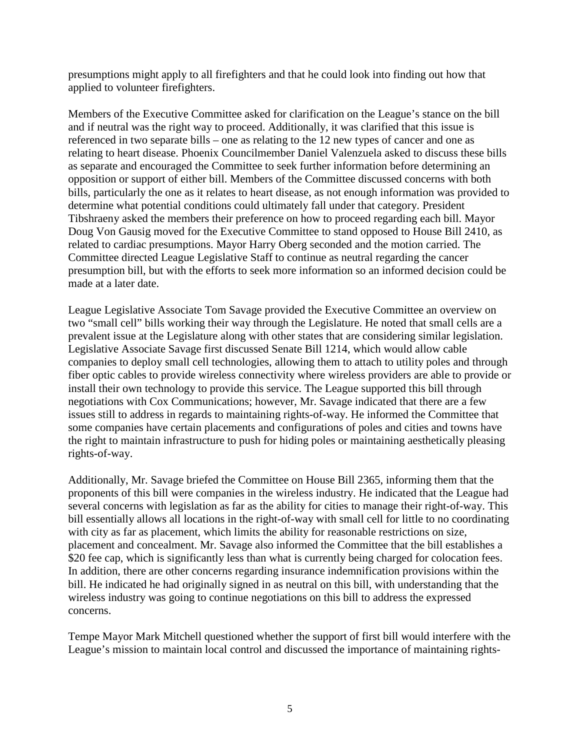presumptions might apply to all firefighters and that he could look into finding out how that applied to volunteer firefighters.

Members of the Executive Committee asked for clarification on the League's stance on the bill and if neutral was the right way to proceed. Additionally, it was clarified that this issue is referenced in two separate bills – one as relating to the 12 new types of cancer and one as relating to heart disease. Phoenix Councilmember Daniel Valenzuela asked to discuss these bills as separate and encouraged the Committee to seek further information before determining an opposition or support of either bill. Members of the Committee discussed concerns with both bills, particularly the one as it relates to heart disease, as not enough information was provided to determine what potential conditions could ultimately fall under that category. President Tibshraeny asked the members their preference on how to proceed regarding each bill. Mayor Doug Von Gausig moved for the Executive Committee to stand opposed to House Bill 2410, as related to cardiac presumptions. Mayor Harry Oberg seconded and the motion carried. The Committee directed League Legislative Staff to continue as neutral regarding the cancer presumption bill, but with the efforts to seek more information so an informed decision could be made at a later date.

League Legislative Associate Tom Savage provided the Executive Committee an overview on two "small cell" bills working their way through the Legislature. He noted that small cells are a prevalent issue at the Legislature along with other states that are considering similar legislation. Legislative Associate Savage first discussed Senate Bill 1214, which would allow cable companies to deploy small cell technologies, allowing them to attach to utility poles and through fiber optic cables to provide wireless connectivity where wireless providers are able to provide or install their own technology to provide this service. The League supported this bill through negotiations with Cox Communications; however, Mr. Savage indicated that there are a few issues still to address in regards to maintaining rights-of-way. He informed the Committee that some companies have certain placements and configurations of poles and cities and towns have the right to maintain infrastructure to push for hiding poles or maintaining aesthetically pleasing rights-of-way.

Additionally, Mr. Savage briefed the Committee on House Bill 2365, informing them that the proponents of this bill were companies in the wireless industry. He indicated that the League had several concerns with legislation as far as the ability for cities to manage their right-of-way. This bill essentially allows all locations in the right-of-way with small cell for little to no coordinating with city as far as placement, which limits the ability for reasonable restrictions on size, placement and concealment. Mr. Savage also informed the Committee that the bill establishes a $20 fee cap, which is significantly less than what is currently being charged for colocation fees. In addition, there are other concerns regarding insurance indemnification provisions within the bill. He indicated he had originally signed in as neutral on this bill, with understanding that the wireless industry was going to continue negotiations on this bill to address the expressed concerns.

Tempe Mayor Mark Mitchell questioned whether the support of first bill would interfere with the League's mission to maintain local control and discussed the importance of maintaining rights-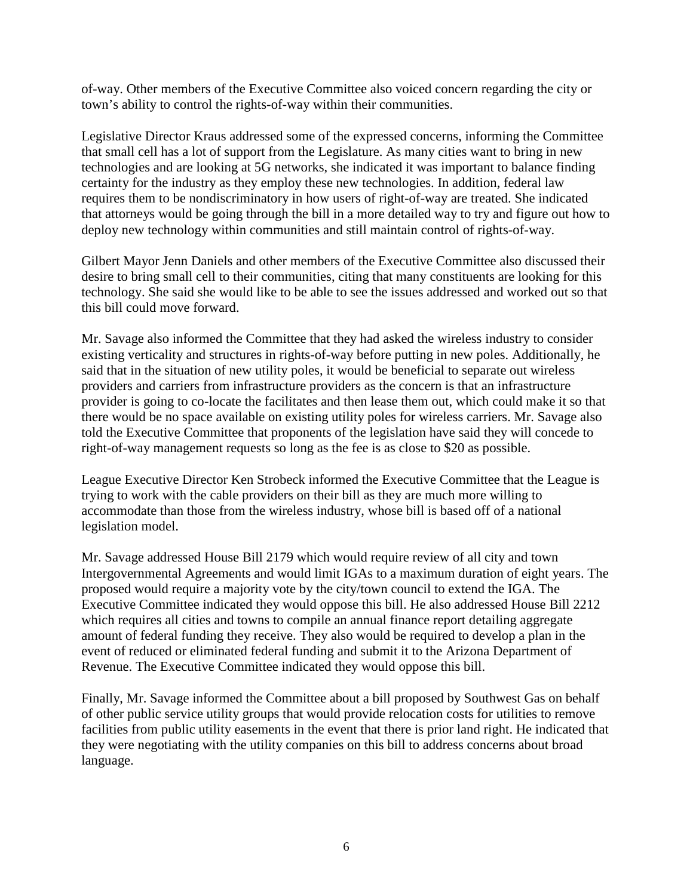of-way. Other members of the Executive Committee also voiced concern regarding the city or town's ability to control the rights-of-way within their communities.

Legislative Director Kraus addressed some of the expressed concerns, informing the Committee that small cell has a lot of support from the Legislature. As many cities want to bring in new technologies and are looking at 5G networks, she indicated it was important to balance finding certainty for the industry as they employ these new technologies. In addition, federal law requires them to be nondiscriminatory in how users of right-of-way are treated. She indicated that attorneys would be going through the bill in a more detailed way to try and figure out how to deploy new technology within communities and still maintain control of rights-of-way.

Gilbert Mayor Jenn Daniels and other members of the Executive Committee also discussed their desire to bring small cell to their communities, citing that many constituents are looking for this technology. She said she would like to be able to see the issues addressed and worked out so that this bill could move forward.

Mr. Savage also informed the Committee that they had asked the wireless industry to consider existing verticality and structures in rights-of-way before putting in new poles. Additionally, he said that in the situation of new utility poles, it would be beneficial to separate out wireless providers and carriers from infrastructure providers as the concern is that an infrastructure provider is going to co-locate the facilitates and then lease them out, which could make it so that there would be no space available on existing utility poles for wireless carriers. Mr. Savage also told the Executive Committee that proponents of the legislation have said they will concede to right-of-way management requests so long as the fee is as close to $20 as possible.

League Executive Director Ken Strobeck informed the Executive Committee that the League is trying to work with the cable providers on their bill as they are much more willing to accommodate than those from the wireless industry, whose bill is based off of a national legislation model.

Mr. Savage addressed House Bill 2179 which would require review of all city and town Intergovernmental Agreements and would limit IGAs to a maximum duration of eight years. The proposed would require a majority vote by the city/town council to extend the IGA. The Executive Committee indicated they would oppose this bill. He also addressed House Bill 2212 which requires all cities and towns to compile an annual finance report detailing aggregate amount of federal funding they receive. They also would be required to develop a plan in the event of reduced or eliminated federal funding and submit it to the Arizona Department of Revenue. The Executive Committee indicated they would oppose this bill.

Finally, Mr. Savage informed the Committee about a bill proposed by Southwest Gas on behalf of other public service utility groups that would provide relocation costs for utilities to remove facilities from public utility easements in the event that there is prior land right. He indicated that they were negotiating with the utility companies on this bill to address concerns about broad language.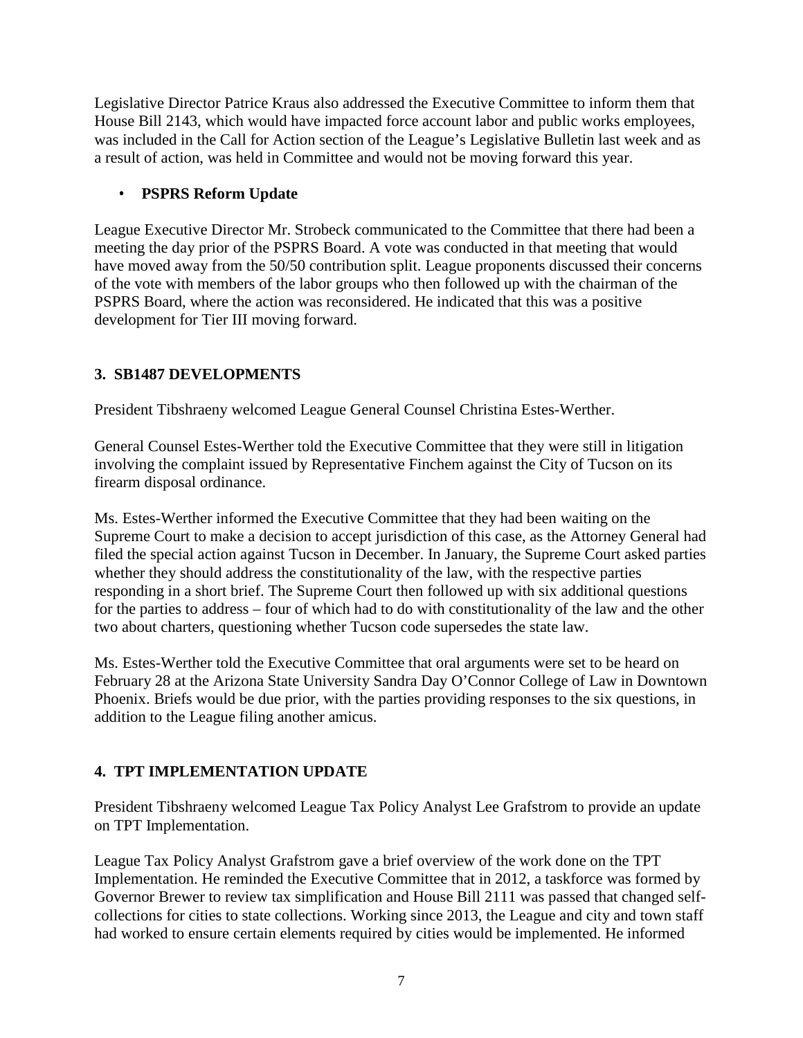Legislative Director Patrice Kraus also addressed the Executive Committee to inform them that House Bill 2143, which would have impacted force account labor and public works employees, was included in the Call for Action section of the League's Legislative Bulletin last week and as a result of action, was held in Committee and would not be moving forward this year.

- **PSPRS Reform Update**

League Executive Director Mr. Strobeck communicated to the Committee that there had been a meeting the day prior of the PSPRS Board. A vote was conducted in that meeting that would have moved away from the 50/50 contribution split. League proponents discussed their concerns of the vote with members of the labor groups who then followed up with the chairman of the PSPRS Board, where the action was reconsidered. He indicated that this was a positive development for Tier III moving forward.

**3. SB1487 DEVELOPMENTS**

President Tibshraeny welcomed League General Counsel Christina Estes-Werther.

General Counsel Estes-Werther told the Executive Committee that they were still in litigation involving the complaint issued by Representative Finchem against the City of Tucson on its firearm disposal ordinance.

Ms. Estes-Werther informed the Executive Committee that they had been waiting on the Supreme Court to make a decision to accept jurisdiction of this case, as the Attorney General had filed the special action against Tucson in December. In January, the Supreme Court asked parties whether they should address the constitutionality of the law, with the respective parties responding in a short brief. The Supreme Court then followed up with six additional questions for the parties to address – four of which had to do with constitutionality of the law and the other two about charters, questioning whether Tucson code supersedes the state law.

Ms. Estes-Werther told the Executive Committee that oral arguments were set to be heard on February 28 at the Arizona State University Sandra Day O'Connor College of Law in Downtown Phoenix. Briefs would be due prior, with the parties providing responses to the six questions, in addition to the League filing another amicus.

**4. TPT IMPLEMENTATION UPDATE**

President Tibshraeny welcomed League Tax Policy Analyst Lee Grafstrom to provide an update on TPT Implementation.

League Tax Policy Analyst Grafstrom gave a brief overview of the work done on the TPT Implementation. He reminded the Executive Committee that in 2012, a taskforce was formed by Governor Brewer to review tax simplification and House Bill 2111 was passed that changed self-collections for cities to state collections. Working since 2013, the League and city and town staff had worked to ensure certain elements required by cities would be implemented. He informed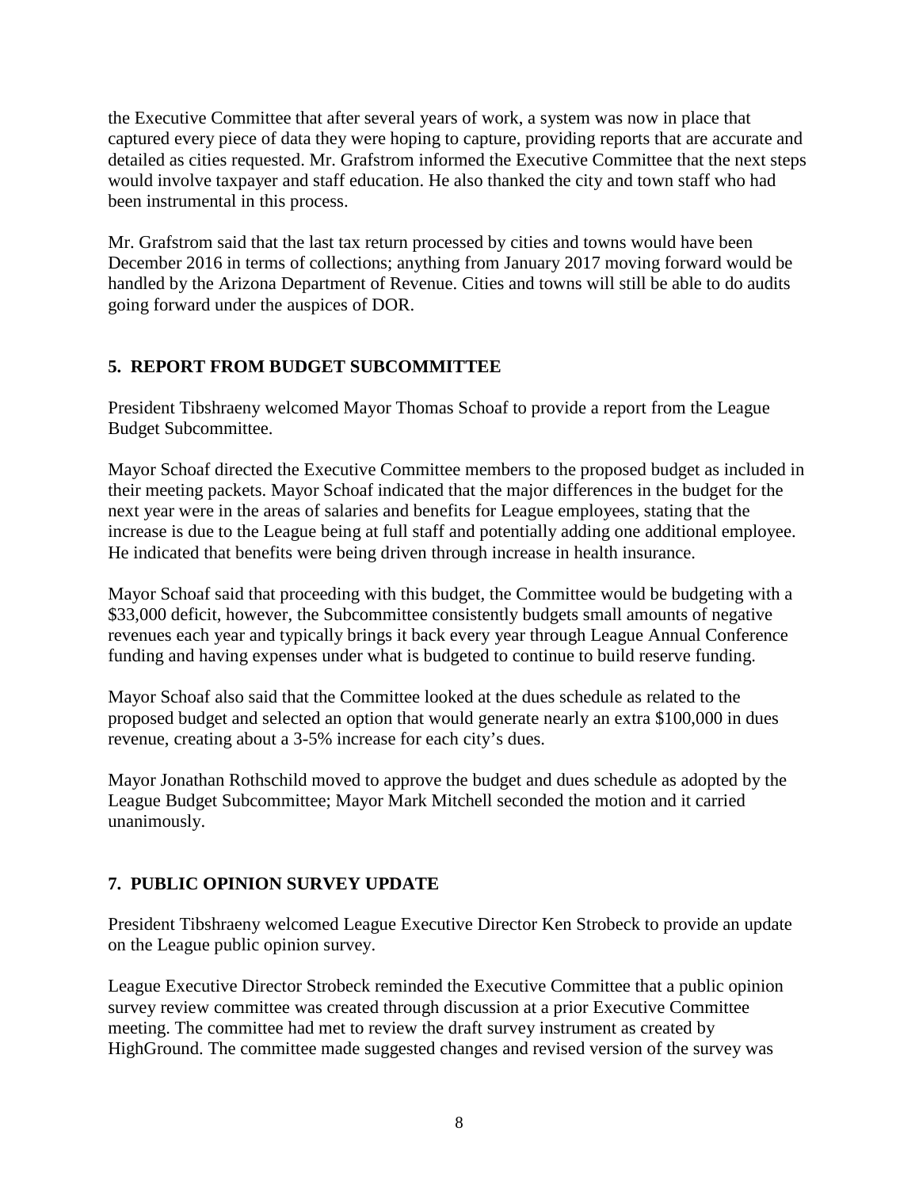the Executive Committee that after several years of work, a system was now in place that captured every piece of data they were hoping to capture, providing reports that are accurate and detailed as cities requested. Mr. Grafstrom informed the Executive Committee that the next steps would involve taxpayer and staff education. He also thanked the city and town staff who had been instrumental in this process.

Mr. Grafstrom said that the last tax return processed by cities and towns would have been December 2016 in terms of collections; anything from January 2017 moving forward would be handled by the Arizona Department of Revenue. Cities and towns will still be able to do audits going forward under the auspices of DOR.

## 5. REPORT FROM BUDGET SUBCOMMITTEE

President Tibshraeny welcomed Mayor Thomas Schoaf to provide a report from the League Budget Subcommittee.

Mayor Schoaf directed the Executive Committee members to the proposed budget as included in their meeting packets. Mayor Schoaf indicated that the major differences in the budget for the next year were in the areas of salaries and benefits for League employees, stating that the increase is due to the League being at full staff and potentially adding one additional employee. He indicated that benefits were being driven through increase in health insurance.

Mayor Schoaf said that proceeding with this budget, the Committee would be budgeting with a $33,000 deficit, however, the Subcommittee consistently budgets small amounts of negative revenues each year and typically brings it back every year through League Annual Conference funding and having expenses under what is budgeted to continue to build reserve funding.

Mayor Schoaf also said that the Committee looked at the dues schedule as related to the proposed budget and selected an option that would generate nearly an extra $100,000 in dues revenue, creating about a 3-5% increase for each city's dues.

Mayor Jonathan Rothschild moved to approve the budget and dues schedule as adopted by the League Budget Subcommittee; Mayor Mark Mitchell seconded the motion and it carried unanimously.

## 7. PUBLIC OPINION SURVEY UPDATE

President Tibshraeny welcomed League Executive Director Ken Strobeck to provide an update on the League public opinion survey.

League Executive Director Strobeck reminded the Executive Committee that a public opinion survey review committee was created through discussion at a prior Executive Committee meeting. The committee had met to review the draft survey instrument as created by HighGround. The committee made suggested changes and revised version of the survey was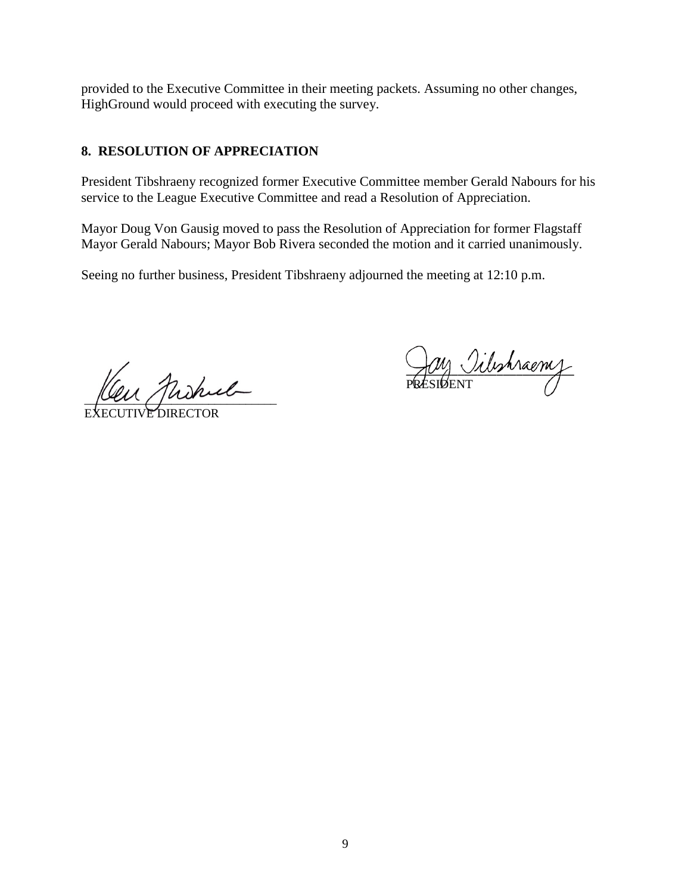provided to the Executive Committee in their meeting packets. Assuming no other changes, HighGround would proceed with executing the survey.

## 8. RESOLUTION OF APPRECIATION

President Tibshraeny recognized former Executive Committee member Gerald Nabours for his service to the League Executive Committee and read a Resolution of Appreciation.

Mayor Doug Von Gausig moved to pass the Resolution of Appreciation for former Flagstaff Mayor Gerald Nabours; Mayor Bob Rivera seconded the motion and it carried unanimously.

Seeing no further business, President Tibshraeny adjourned the meeting at 12:10 p.m.

______________________________
EXECUTIVE DIRECTOR

______________________________
PRESIDENT